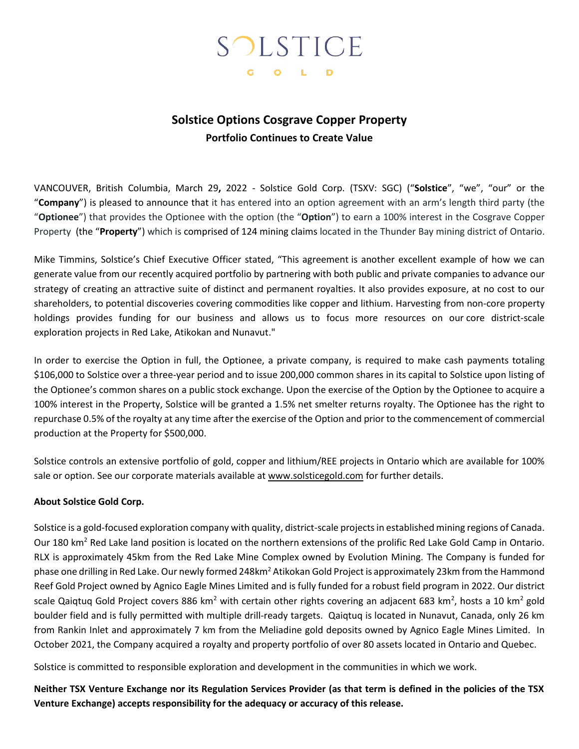# SOLSTICE GOLD

## Solstice Options Cosgrave Copper Property

### Portfolio Continues to Create Value

VANCOUVER, British Columbia, March 29**,** 2022 - Solstice Gold Corp. (TSXV: SGC) ("**Solstice**", "we", "our" or the "**Company**") is pleased to announce that it has entered into an option agreement with an arm's length third party (the "**Optionee**") that provides the Optionee with the option (the "**Option**") to earn a 100% interest in the Cosgrave Copper Property (the "**Property**") which is comprised of 124 mining claims located in the Thunder Bay mining district of Ontario.

Mike Timmins, Solstice's Chief Executive Officer stated, "This agreement is another excellent example of how we can generate value from our recently acquired portfolio by partnering with both public and private companies to advance our strategy of creating an attractive suite of distinct and permanent royalties. It also provides exposure, at no cost to our shareholders, to potential discoveries covering commodities like copper and lithium. Harvesting from non-core property holdings provides funding for our business and allows us to focus more resources on our core district-scale exploration projects in Red Lake, Atikokan and Nunavut."

In order to exercise the Option in full, the Optionee, a private company, is required to make cash payments totaling $106,000 to Solstice over a three-year period and to issue 200,000 common shares in its capital to Solstice upon listing of the Optionee's common shares on a public stock exchange. Upon the exercise of the Option by the Optionee to acquire a 100% interest in the Property, Solstice will be granted a 1.5% net smelter returns royalty. The Optionee has the right to repurchase 0.5% of the royalty at any time after the exercise of the Option and prior to the commencement of commercial production at the Property for $500,000.

Solstice controls an extensive portfolio of gold, copper and lithium/REE projects in Ontario which are available for 100% sale or option. See our corporate materials available at www.solsticegold.com for further details.

**About Solstice Gold Corp.**

Solstice is a gold-focused exploration company with quality, district-scale projects in established mining regions of Canada. Our 180 $km^2$ Red Lake land position is located on the northern extensions of the prolific Red Lake Gold Camp in Ontario. RLX is approximately 45km from the Red Lake Mine Complex owned by Evolution Mining. The Company is funded for phase one drilling in Red Lake. Our newly formed 248$km^2$ Atikokan Gold Project is approximately 23km from the Hammond Reef Gold Project owned by Agnico Eagle Mines Limited and is fully funded for a robust field program in 2022. Our district scale Qaiqtuq Gold Project covers 886 $km^2$ with certain other rights covering an adjacent 683 $km^2$, hosts a 10 $km^2$ gold boulder field and is fully permitted with multiple drill-ready targets. Qaiqtuq is located in Nunavut, Canada, only 26 km from Rankin Inlet and approximately 7 km from the Meliadine gold deposits owned by Agnico Eagle Mines Limited. In October 2021, the Company acquired a royalty and property portfolio of over 80 assets located in Ontario and Quebec.

Solstice is committed to responsible exploration and development in the communities in which we work.

**Neither TSX Venture Exchange nor its Regulation Services Provider (as that term is defined in the policies of the TSX Venture Exchange) accepts responsibility for the adequacy or accuracy of this release.**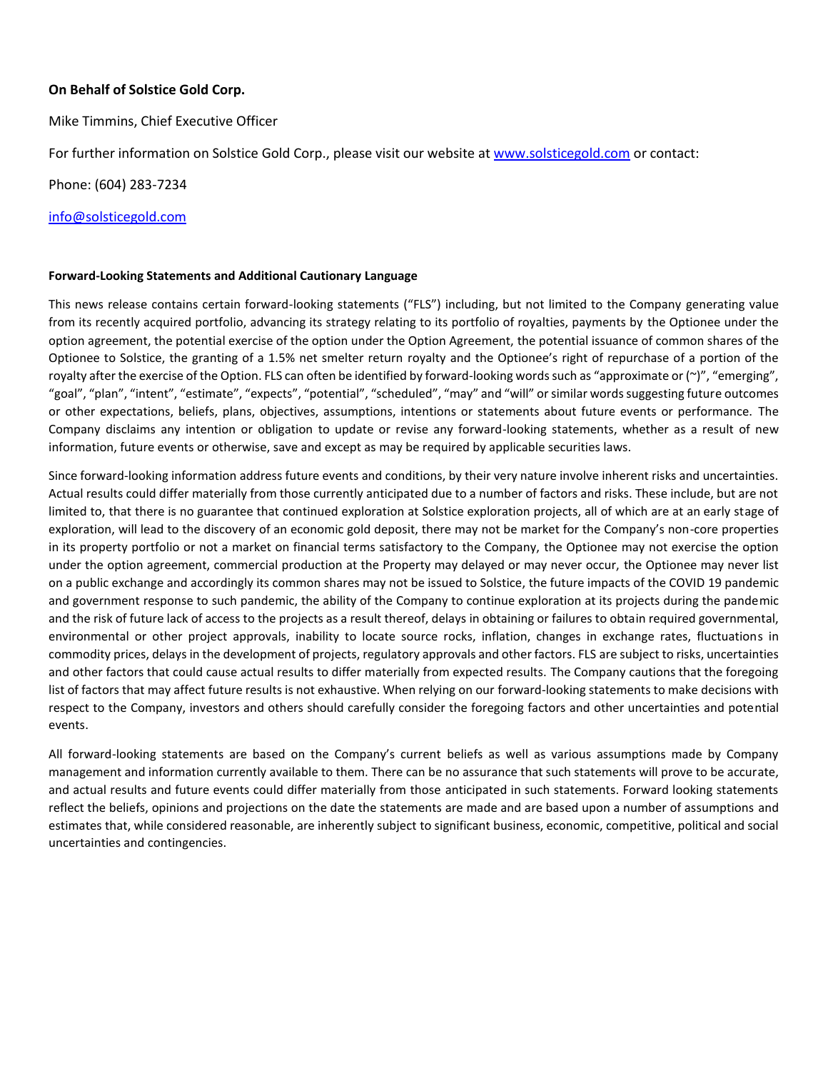**On Behalf of Solstice Gold Corp.**

Mike Timmins, Chief Executive Officer

For further information on Solstice Gold Corp., please visit our website at www.solsticegold.com or contact:

Phone: (604) 283-7234

info@solsticegold.com

**Forward-Looking Statements and Additional Cautionary Language**

This news release contains certain forward-looking statements ("FLS") including, but not limited to the Company generating value from its recently acquired portfolio, advancing its strategy relating to its portfolio of royalties, payments by the Optionee under the option agreement, the potential exercise of the option under the Option Agreement, the potential issuance of common shares of the Optionee to Solstice, the granting of a 1.5% net smelter return royalty and the Optionee's right of repurchase of a portion of the royalty after the exercise of the Option. FLS can often be identified by forward-looking words such as "approximate or (~)", "emerging", "goal", "plan", "intent", "estimate", "expects", "potential", "scheduled", "may" and "will" or similar words suggesting future outcomes or other expectations, beliefs, plans, objectives, assumptions, intentions or statements about future events or performance. The Company disclaims any intention or obligation to update or revise any forward-looking statements, whether as a result of new information, future events or otherwise, save and except as may be required by applicable securities laws.

Since forward-looking information address future events and conditions, by their very nature involve inherent risks and uncertainties. Actual results could differ materially from those currently anticipated due to a number of factors and risks. These include, but are not limited to, that there is no guarantee that continued exploration at Solstice exploration projects, all of which are at an early stage of exploration, will lead to the discovery of an economic gold deposit, there may not be market for the Company's non-core properties in its property portfolio or not a market on financial terms satisfactory to the Company, the Optionee may not exercise the option under the option agreement, commercial production at the Property may delayed or may never occur, the Optionee may never list on a public exchange and accordingly its common shares may not be issued to Solstice, the future impacts of the COVID 19 pandemic and government response to such pandemic, the ability of the Company to continue exploration at its projects during the pandemic and the risk of future lack of access to the projects as a result thereof, delays in obtaining or failures to obtain required governmental, environmental or other project approvals, inability to locate source rocks, inflation, changes in exchange rates, fluctuations in commodity prices, delays in the development of projects, regulatory approvals and other factors. FLS are subject to risks, uncertainties and other factors that could cause actual results to differ materially from expected results. The Company cautions that the foregoing list of factors that may affect future results is not exhaustive. When relying on our forward-looking statements to make decisions with respect to the Company, investors and others should carefully consider the foregoing factors and other uncertainties and potential events.

All forward-looking statements are based on the Company's current beliefs as well as various assumptions made by Company management and information currently available to them. There can be no assurance that such statements will prove to be accurate, and actual results and future events could differ materially from those anticipated in such statements. Forward looking statements reflect the beliefs, opinions and projections on the date the statements are made and are based upon a number of assumptions and estimates that, while considered reasonable, are inherently subject to significant business, economic, competitive, political and social uncertainties and contingencies.